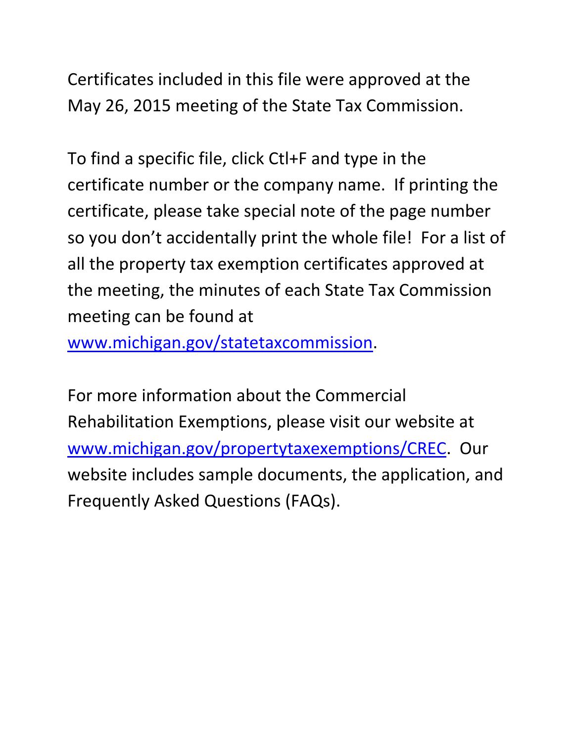Certificates included in this file were approved at the May 26, 2015 meeting of the State Tax Commission.

To find a specific file, click Ctl+F and type in the certificate number or the company name. If printing the certificate, please take special note of the page number so you don't accidentally print the whole file! For a list of all the property tax exemption certificates approved at the meeting, the minutes of each State Tax Commission meeting can be found at www.michigan.gov/statetaxcommission.

For more information about the Commercial Rehabilitation Exemptions, please visit our website at www.michigan.gov/propertytaxexemptions/CREC. Our website includes sample documents, the application, and Frequently Asked Questions (FAQs).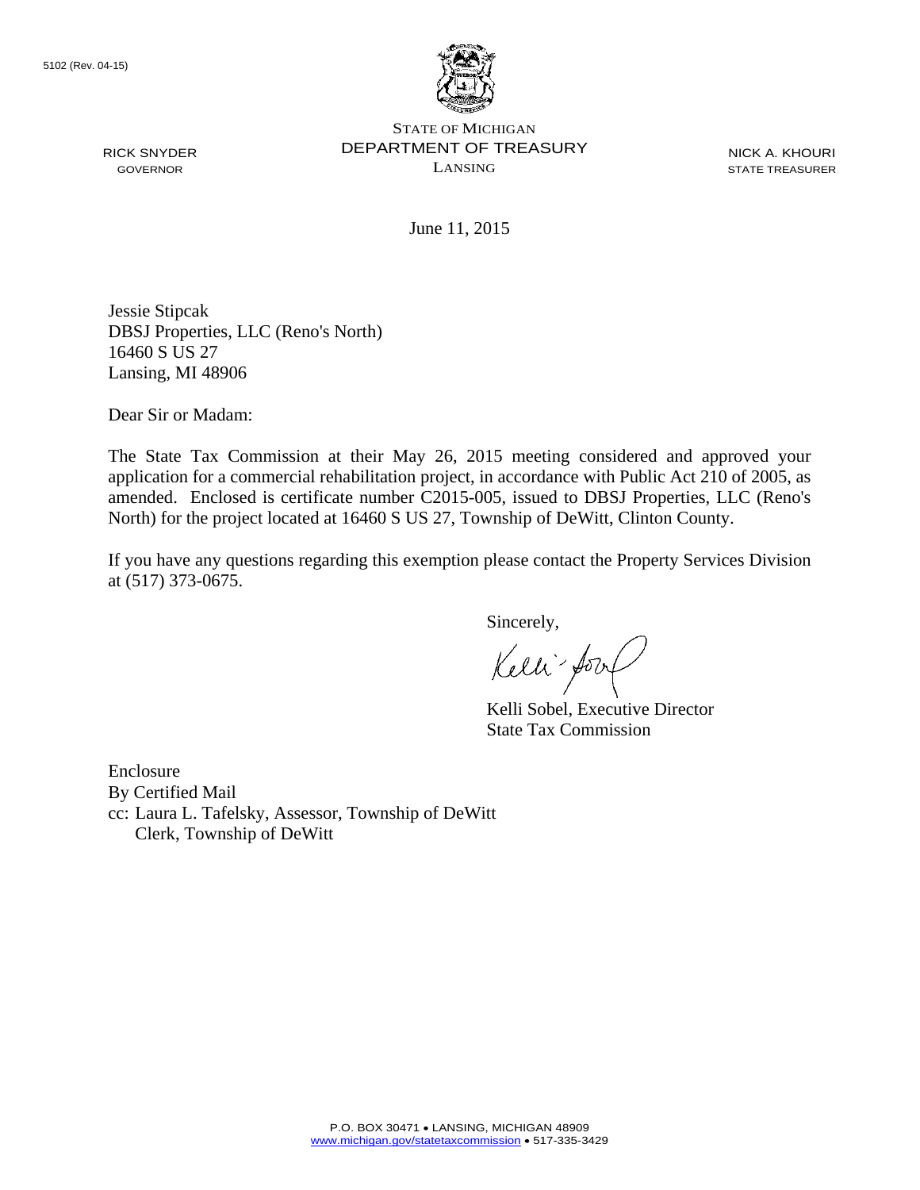5102 (Rev. 04-15)

STATE OF MICHIGAN
DEPARTMENT OF TREASURY
LANSING

RICK SNYDER
GOVERNOR

NICK A. KHOURI
STATE TREASURER

June 11, 2015

Jessie Stipcak
DBSJ Properties, LLC (Reno's North)
16460 S US 27
Lansing, MI 48906

Dear Sir or Madam:

The State Tax Commission at their May 26, 2015 meeting considered and approved your application for a commercial rehabilitation project, in accordance with Public Act 210 of 2005, as amended. Enclosed is certificate number C2015-005, issued to DBSJ Properties, LLC (Reno's North) for the project located at 16460 S US 27, Township of DeWitt, Clinton County.

If you have any questions regarding this exemption please contact the Property Services Division at (517) 373-0675.

Sincerely,

Kelli Sobel, Executive Director
State Tax Commission

Enclosure
By Certified Mail
cc: Laura L. Tafelsky, Assessor, Township of DeWitt
Clerk, Township of DeWitt

P.O. BOX 30471 • LANSING, MICHIGAN 48909
www.michigan.gov/statetaxcommission • 517-335-3429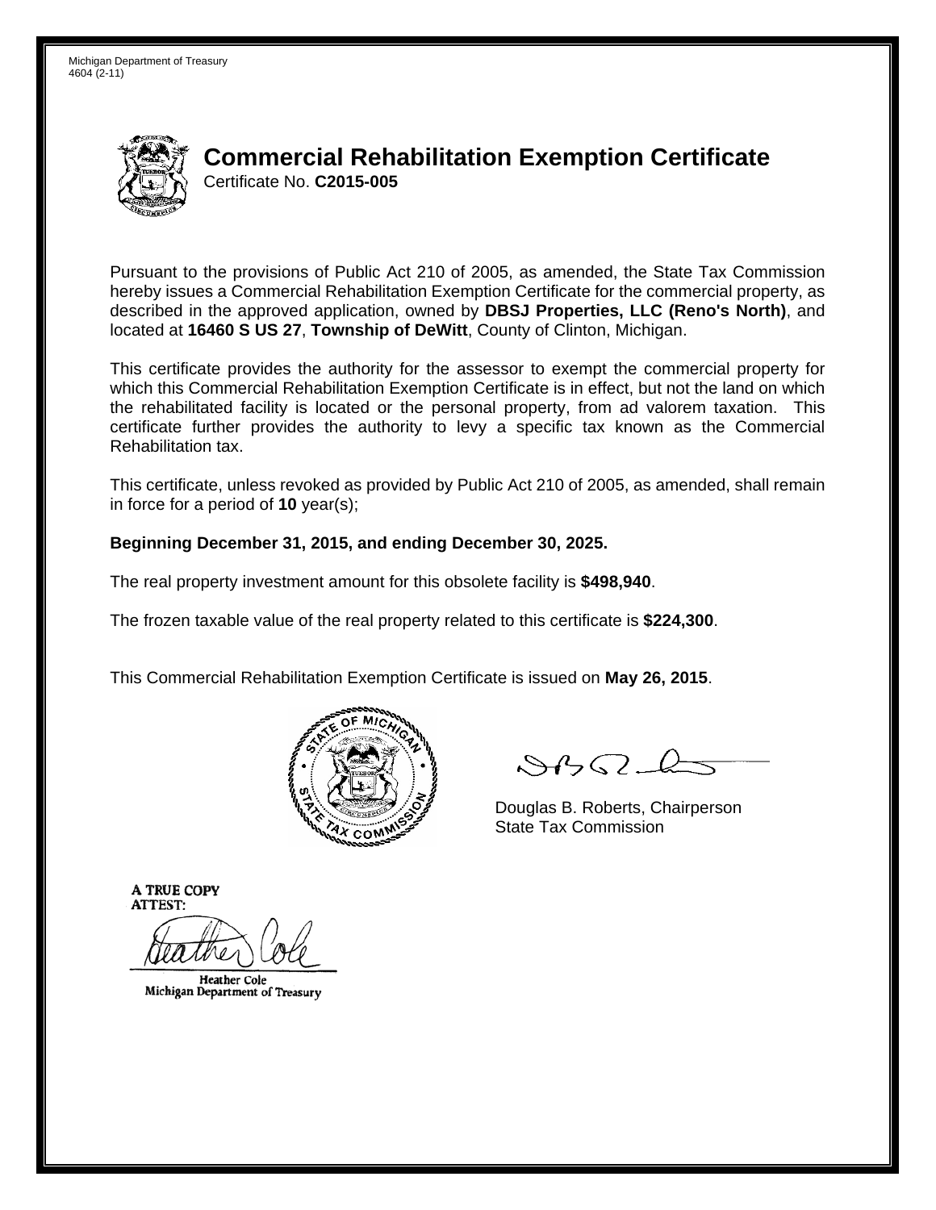Michigan Department of Treasury
4604 (2-11)

# Commercial Rehabilitation Exemption Certificate

Certificate No. **C2015-005**

Pursuant to the provisions of Public Act 210 of 2005, as amended, the State Tax Commission hereby issues a Commercial Rehabilitation Exemption Certificate for the commercial property, as described in the approved application, owned by **DBSJ Properties, LLC (Reno's North)**, and located at **16460 S US 27**, **Township of DeWitt**, County of Clinton, Michigan.

This certificate provides the authority for the assessor to exempt the commercial property for which this Commercial Rehabilitation Exemption Certificate is in effect, but not the land on which the rehabilitated facility is located or the personal property, from ad valorem taxation. This certificate further provides the authority to levy a specific tax known as the Commercial Rehabilitation tax.

This certificate, unless revoked as provided by Public Act 210 of 2005, as amended, shall remain in force for a period of **10** year(s);

**Beginning December 31, 2015, and ending December 30, 2025.**

The real property investment amount for this obsolete facility is **$498,940**.

The frozen taxable value of the real property related to this certificate is **$224,300**.

This Commercial Rehabilitation Exemption Certificate is issued on **May 26, 2015**.

Douglas B. Roberts, Chairperson
State Tax Commission

A TRUE COPY
ATTEST:

Heather Cole
Michigan Department of Treasury